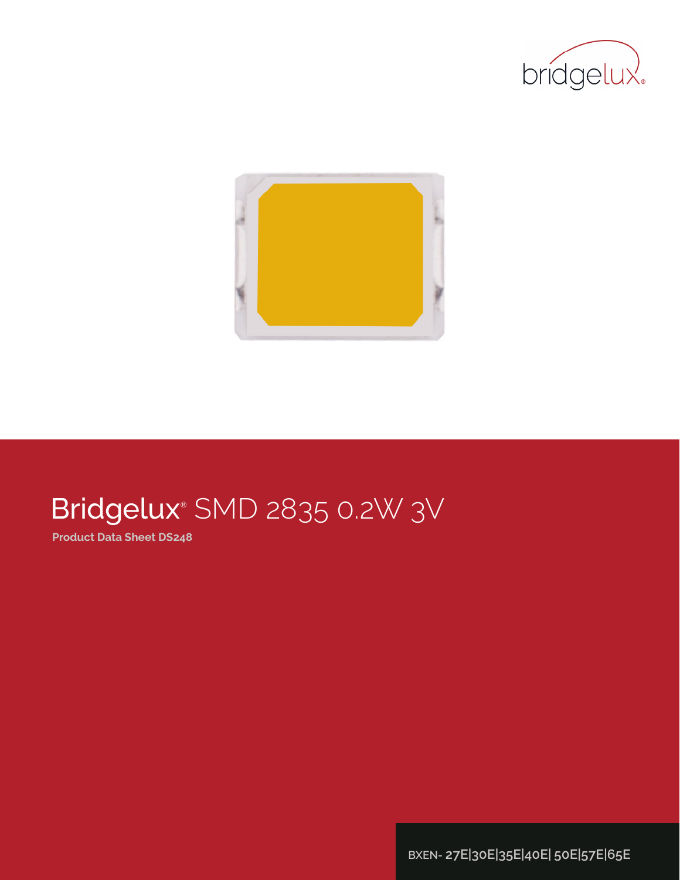bridgelux

# Bridgelux® SMD 2835 0.2W 3V

**Product Data Sheet DS248**

BXEN- 27E|30E|35E|40E| 50E|57E|65E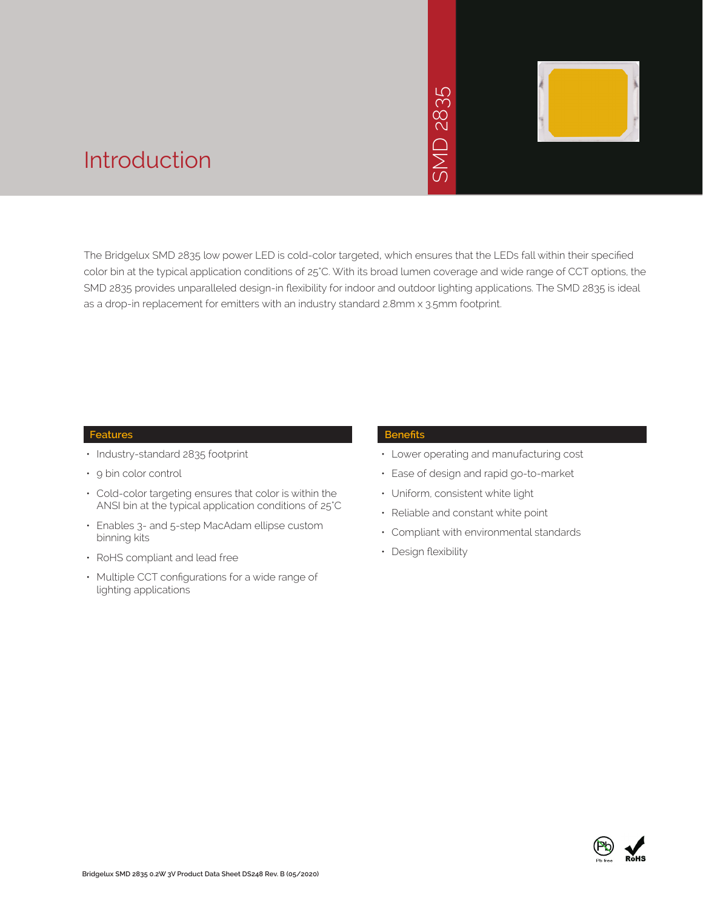# Introduction

SMD 2835

The Bridgelux SMD 2835 low power LED is cold-color targeted, which ensures that the LEDs fall within their specified color bin at the typical application conditions of 25°C. With its broad lumen coverage and wide range of CCT options, the SMD 2835 provides unparalleled design-in flexibility for indoor and outdoor lighting applications. The SMD 2835 is ideal as a drop-in replacement for emitters with an industry standard 2.8mm x 3.5mm footprint.

## Features

- Industry-standard 2835 footprint
- 9 bin color control
- Cold-color targeting ensures that color is within the ANSI bin at the typical application conditions of 25°C
- Enables 3- and 5-step MacAdam ellipse custom binning kits
- RoHS compliant and lead free
- Multiple CCT configurations for a wide range of lighting applications

## Benefits

- Lower operating and manufacturing cost
- Ease of design and rapid go-to-market
- Uniform, consistent white light
- Reliable and constant white point
- Compliant with environmental standards
- Design flexibility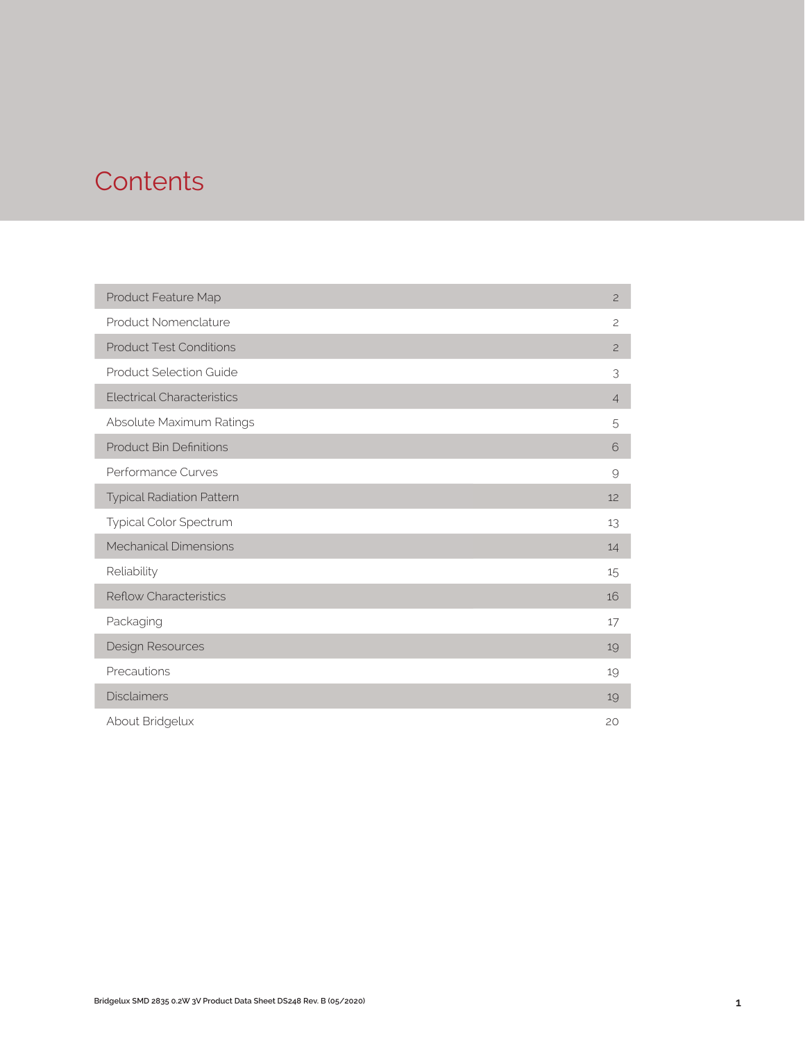# Contents

| | |
|---|---|
| Product Feature Map | 2 |
| Product Nomenclature | 2 |
| Product Test Conditions | 2 |
| Product Selection Guide | 3 |
| Electrical Characteristics | 4 |
| Absolute Maximum Ratings | 5 |
| Product Bin Definitions | 6 |
| Performance Curves | 9 |
| Typical Radiation Pattern | 12 |
| Typical Color Spectrum | 13 |
| Mechanical Dimensions | 14 |
| Reliability | 15 |
| Reflow Characteristics | 16 |
| Packaging | 17 |
| Design Resources | 19 |
| Precautions | 19 |
| Disclaimers | 19 |
| About Bridgelux | 20 |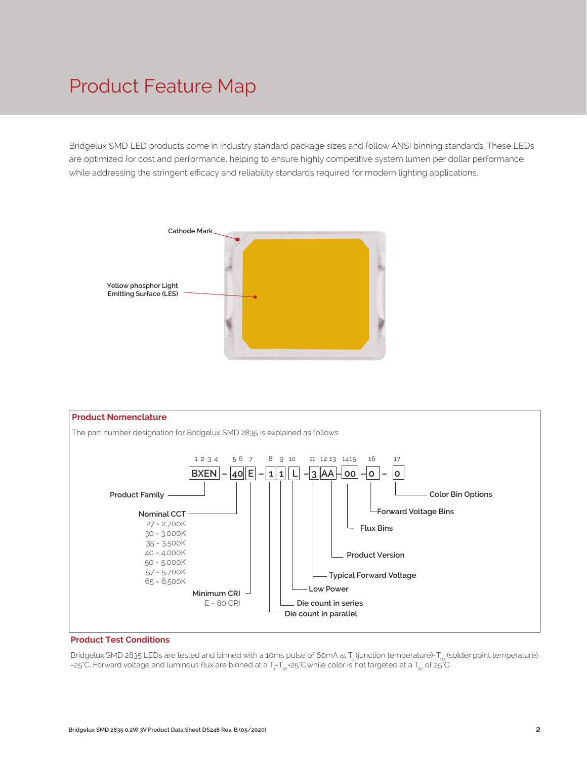# Product Feature Map

Bridgelux SMD LED products come in industry standard package sizes and follow ANSI binning standards. These LEDs are optimized for cost and performance, helping to ensure highly competitive system lumen per dollar performance while addressing the stringent efficacy and reliability standards required for modern lighting applications.

Cathode Mark

Yellow phosphor Light Emitting Surface (LES)

## Product Nomenclature

The part number designation for Bridgelux SMD 2835 is explained as follows:

BXEN – 40 E – 1 1 L – 3 AA – 00 – 0 – 0

| Position | Code | Description |
|---|---|---|
| 1 2 3 4 | BXEN | Product Family |
| 5 6 | 40 | Nominal CCT |
| 7 | E | Minimum CRI |
| 8 | 1 | Die count in parallel |
| 9 | 1 | Die count in series |
| 10 | L | Low Power |
| 11 | 3 | Typical Forward Voltage |
| 12 13 | AA | Product Version |
| 14 15 | 00 | Flux Bins |
| 16 | 0 | Forward Voltage Bins |
| 17 | 0 | Color Bin Options |

Nominal CCT
- 27 = 2,700K
- 30 = 3,000K
- 35 = 3,500K
- 40 = 4,000K
- 50 = 5,000K
- 57 = 5,700K
- 65 = 6,500K

Minimum CRI
- E = 80 CRI

## Product Test Conditions

Bridgelux SMD 2835 LEDs are tested and binned with a 10ms pulse of 60mA at $T_j$ (junction temperature)=$T_{sp}$ (solder point temperature) =25°C. Forward voltage and luminous flux are binned at a $T_j$=$T_{sp}$=25°C.while color is hot targeted at a $T_{sp}$ of 25°C.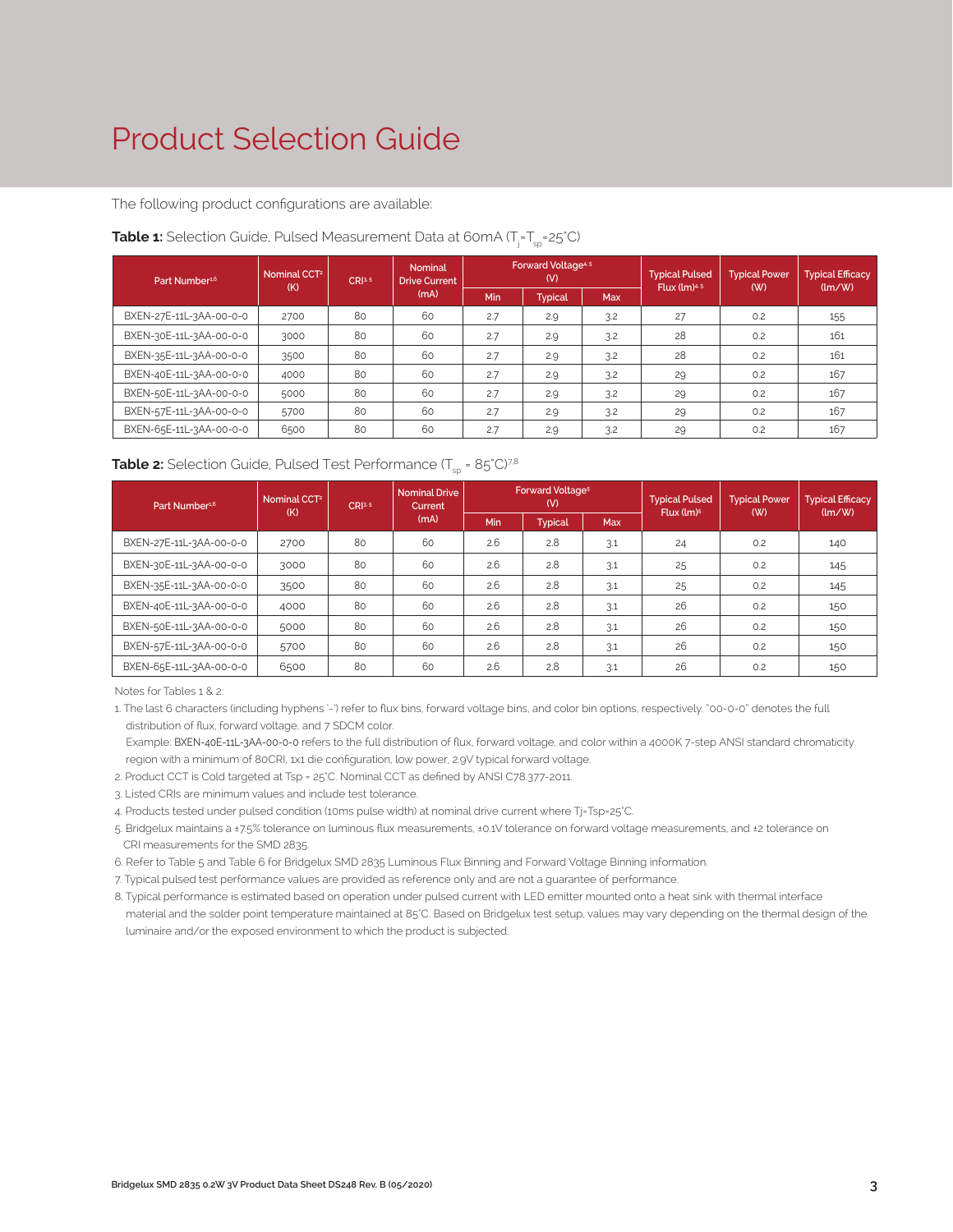# Product Selection Guide

The following product configurations are available:

**Table 1:** Selection Guide, Pulsed Measurement Data at 60mA ($T_j$=$T_{sp}$=25°C)

| Part Number[1,6] | Nominal CCT[2] (K) | CRI[3,5] | Nominal Drive Current (mA) | Forward Voltage[4,5] (V) | | | Typical Pulsed Flux (lm)[4,5] | Typical Power (W) | Typical Efficacy (lm/W) |
|---|---|---|---|---|---|---|---|---|---|
| | | | | Min | Typical | Max | | | |
| BXEN-27E-11L-3AA-00-0-0 | 2700 | 80 | 60 | 2.7 | 2.9 | 3.2 | 27 | 0.2 | 155 |
| BXEN-30E-11L-3AA-00-0-0 | 3000 | 80 | 60 | 2.7 | 2.9 | 3.2 | 28 | 0.2 | 161 |
| BXEN-35E-11L-3AA-00-0-0 | 3500 | 80 | 60 | 2.7 | 2.9 | 3.2 | 28 | 0.2 | 161 |
| BXEN-40E-11L-3AA-00-0-0 | 4000 | 80 | 60 | 2.7 | 2.9 | 3.2 | 29 | 0.2 | 167 |
| BXEN-50E-11L-3AA-00-0-0 | 5000 | 80 | 60 | 2.7 | 2.9 | 3.2 | 29 | 0.2 | 167 |
| BXEN-57E-11L-3AA-00-0-0 | 5700 | 80 | 60 | 2.7 | 2.9 | 3.2 | 29 | 0.2 | 167 |
| BXEN-65E-11L-3AA-00-0-0 | 6500 | 80 | 60 | 2.7 | 2.9 | 3.2 | 29 | 0.2 | 167 |

**Table 2:** Selection Guide, Pulsed Test Performance ($T_{sp}$ = 85°C)[7,8]

| Part Number[1,6] | Nominal CCT[2] (K) | CRI[3,5] | Nominal Drive Current (mA) | Forward Voltage[5] (V) | | | Typical Pulsed Flux (lm)[5] | Typical Power (W) | Typical Efficacy (lm/W) |
|---|---|---|---|---|---|---|---|---|---|
| | | | | Min | Typical | Max | | | |
| BXEN-27E-11L-3AA-00-0-0 | 2700 | 80 | 60 | 2.6 | 2.8 | 3.1 | 24 | 0.2 | 140 |
| BXEN-30E-11L-3AA-00-0-0 | 3000 | 80 | 60 | 2.6 | 2.8 | 3.1 | 25 | 0.2 | 145 |
| BXEN-35E-11L-3AA-00-0-0 | 3500 | 80 | 60 | 2.6 | 2.8 | 3.1 | 25 | 0.2 | 145 |
| BXEN-40E-11L-3AA-00-0-0 | 4000 | 80 | 60 | 2.6 | 2.8 | 3.1 | 26 | 0.2 | 150 |
| BXEN-50E-11L-3AA-00-0-0 | 5000 | 80 | 60 | 2.6 | 2.8 | 3.1 | 26 | 0.2 | 150 |
| BXEN-57E-11L-3AA-00-0-0 | 5700 | 80 | 60 | 2.6 | 2.8 | 3.1 | 26 | 0.2 | 150 |
| BXEN-65E-11L-3AA-00-0-0 | 6500 | 80 | 60 | 2.6 | 2.8 | 3.1 | 26 | 0.2 | 150 |

Notes for Tables 1 & 2:

1. The last 6 characters (including hyphens '-') refer to flux bins, forward voltage bins, and color bin options, respectively. "00-0-0" denotes the full distribution of flux, forward voltage, and 7 SDCM color.
   Example: BXEN-40E-11L-3AA-00-0-0 refers to the full distribution of flux, forward voltage, and color within a 4000K 7-step ANSI standard chromaticity region with a minimum of 80CRI, 1x1 die configuration, low power, 2.9V typical forward voltage.
2. Product CCT is Cold targeted at Tsp = 25°C. Nominal CCT as defined by ANSI C78.377-2011.
3. Listed CRIs are minimum values and include test tolerance.
4. Products tested under pulsed condition (10ms pulse width) at nominal drive current where Tj=Tsp=25°C.
5. Bridgelux maintains a ±7.5% tolerance on luminous flux measurements, ±0.1V tolerance on forward voltage measurements, and ±2 tolerance on CRI measurements for the SMD 2835.
6. Refer to Table 5 and Table 6 for Bridgelux SMD 2835 Luminous Flux Binning and Forward Voltage Binning information.
7. Typical pulsed test performance values are provided as reference only and are not a guarantee of performance.
8. Typical performance is estimated based on operation under pulsed current with LED emitter mounted onto a heat sink with thermal interface material and the solder point temperature maintained at 85°C. Based on Bridgelux test setup, values may vary depending on the thermal design of the luminaire and/or the exposed environment to which the product is subjected.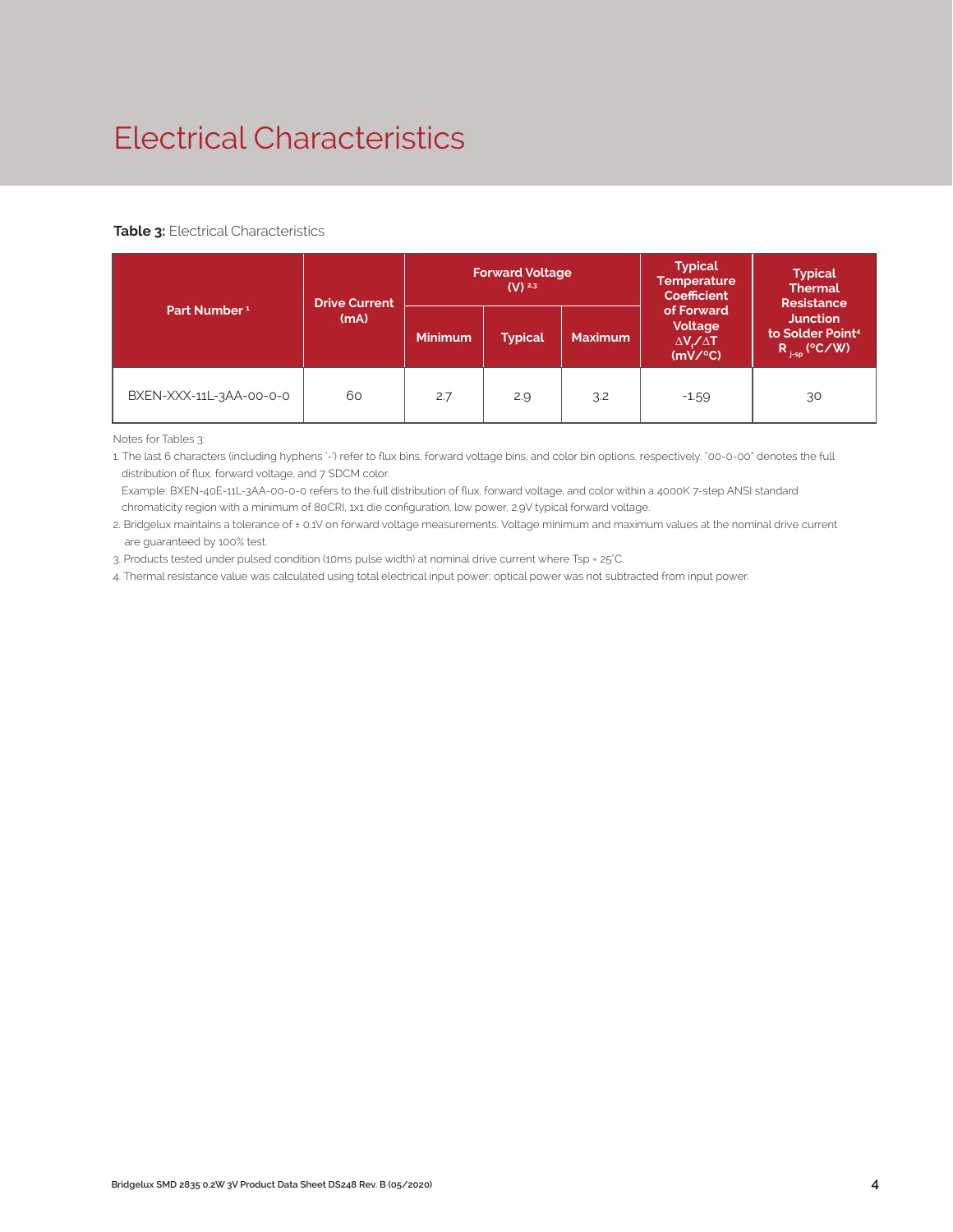# Electrical Characteristics

**Table 3:** Electrical Characteristics

| Part Number [1] | Drive Current (mA) | Forward Voltage (V) [2,3] | | | Typical Temperature Coefficient of Forward Voltage $\Delta V_f/\Delta T$ (mV/°C) | Typical Thermal Resistance Junction to Solder Point[4] $R_{j\text{-}sp}$ (°C/W) |
|---|---|---|---|---|---|---|
| | | Minimum | Typical | Maximum | | |
| BXEN-XXX-11L-3AA-00-0-0 | 60 | 2.7 | 2.9 | 3.2 | -1.59 | 30 |

Notes for Tables 3:

1. The last 6 characters (including hyphens '-') refer to flux bins, forward voltage bins, and color bin options, respectively. "00-0-00" denotes the full distribution of flux, forward voltage, and 7 SDCM color.
   Example: BXEN-40E-11L-3AA-00-0-0 refers to the full distribution of flux, forward voltage, and color within a 4000K 7-step ANSI standard chromaticity region with a minimum of 80CRI, 1x1 die configuration, low power, 2.9V typical forward voltage.
2. Bridgelux maintains a tolerance of ± 0.1V on forward voltage measurements. Voltage minimum and maximum values at the nominal drive current are guaranteed by 100% test.
3. Products tested under pulsed condition (10ms pulse width) at nominal drive current where Tsp = 25°C.
4. Thermal resistance value was calculated using total electrical input power; optical power was not subtracted from input power.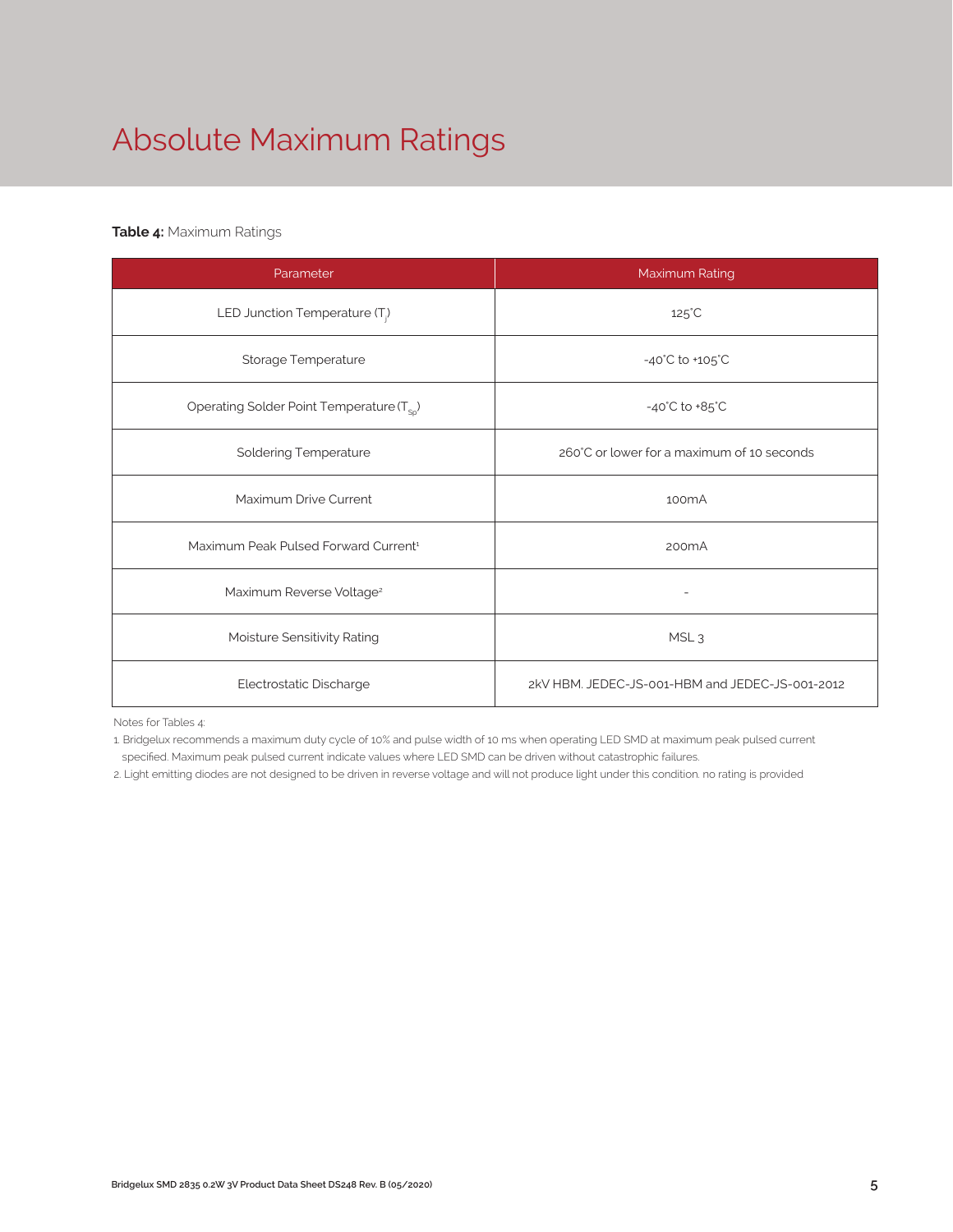# Absolute Maximum Ratings

**Table 4:** Maximum Ratings

| Parameter | Maximum Rating |
|---|---|
| LED Junction Temperature ($T_j$) | 125°C |
| Storage Temperature | -40°C to +105°C |
| Operating Solder Point Temperature ($T_{Sp}$) | -40°C to +85°C |
| Soldering Temperature | 260°C or lower for a maximum of 10 seconds |
| Maximum Drive Current | 100mA |
| Maximum Peak Pulsed Forward Current[1] | 200mA |
| Maximum Reverse Voltage[2] | - |
| Moisture Sensitivity Rating | MSL 3 |
| Electrostatic Discharge | 2kV HBM. JEDEC-JS-001-HBM and JEDEC-JS-001-2012 |

Notes for Tables 4:

1. Bridgelux recommends a maximum duty cycle of 10% and pulse width of 10 ms when operating LED SMD at maximum peak pulsed current specified. Maximum peak pulsed current indicate values where LED SMD can be driven without catastrophic failures.
2. Light emitting diodes are not designed to be driven in reverse voltage and will not produce light under this condition. no rating is provided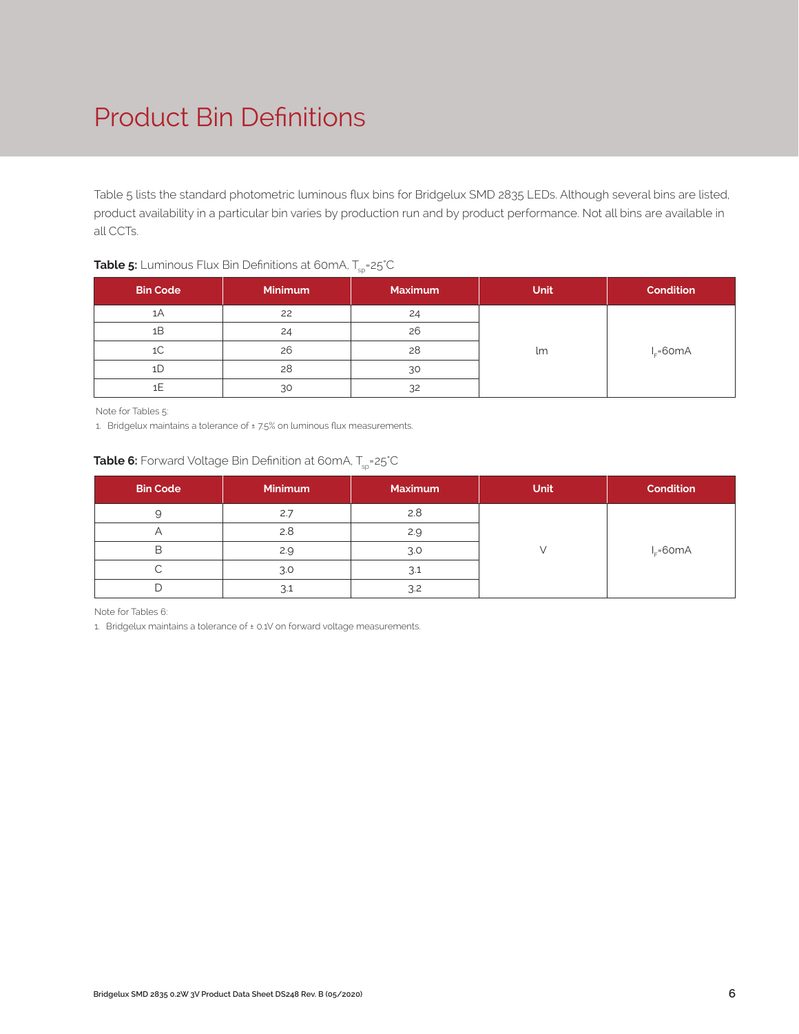# Product Bin Definitions

Table 5 lists the standard photometric luminous flux bins for Bridgelux SMD 2835 LEDs. Although several bins are listed, product availability in a particular bin varies by production run and by product performance. Not all bins are available in all CCTs.

**Table 5:** Luminous Flux Bin Definitions at 60mA, $T_{sp}$=25°C

| Bin Code | Minimum | Maximum | Unit | Condition |
|---|---|---|---|---|
| 1A | 22 | 24 | lm | $I_F$=60mA |
| 1B | 24 | 26 | | |
| 1C | 26 | 28 | | |
| 1D | 28 | 30 | | |
| 1E | 30 | 32 | | |

Note for Tables 5:

1. Bridgelux maintains a tolerance of ± 7.5% on luminous flux measurements.

**Table 6:** Forward Voltage Bin Definition at 60mA, $T_{sp}$=25°C

| Bin Code | Minimum | Maximum | Unit | Condition |
|---|---|---|---|---|
| 9 | 2.7 | 2.8 | V | $I_F$=60mA |
| A | 2.8 | 2.9 | | |
| B | 2.9 | 3.0 | | |
| C | 3.0 | 3.1 | | |
| D | 3.1 | 3.2 | | |

Note for Tables 6:

1. Bridgelux maintains a tolerance of ± 0.1V on forward voltage measurements.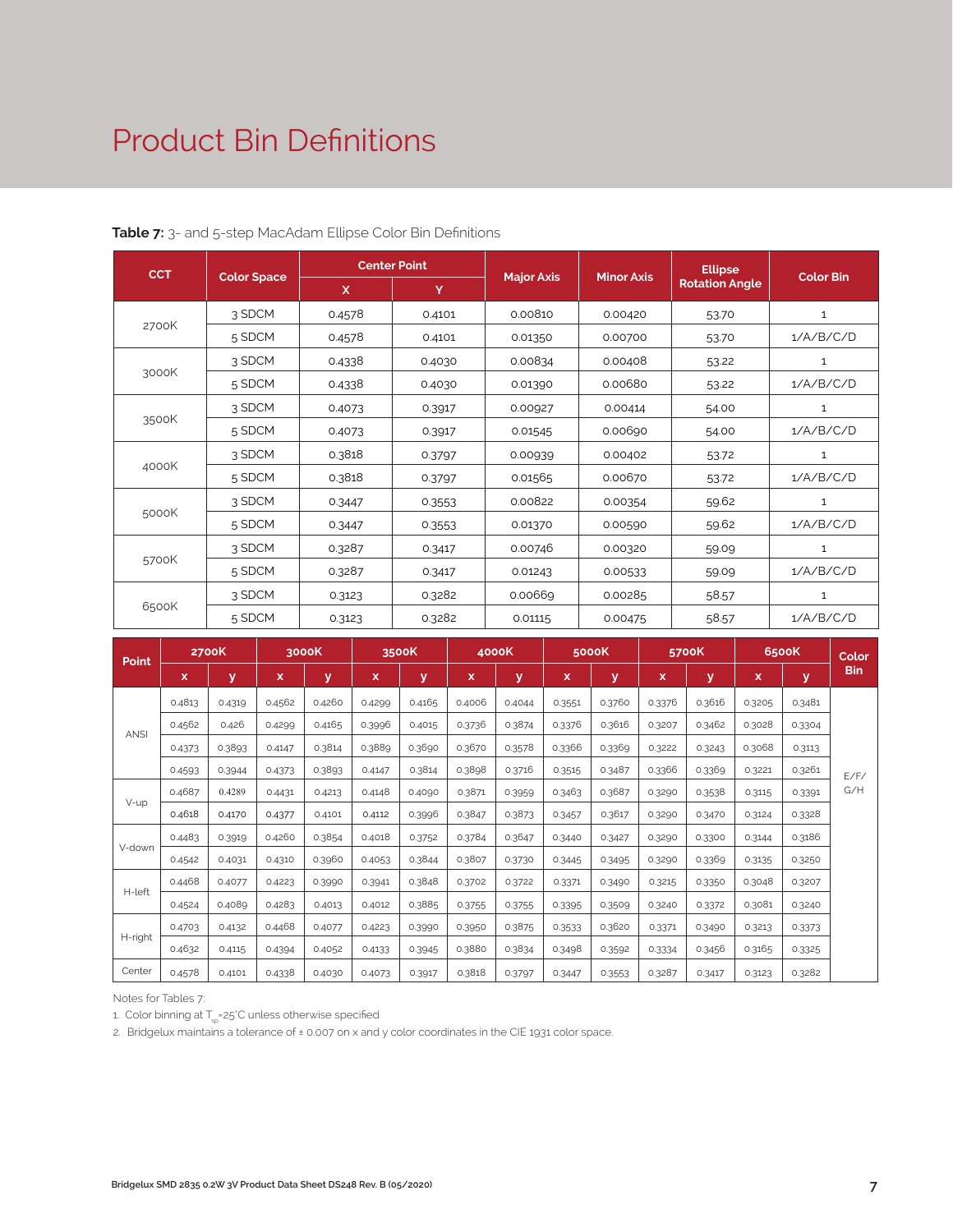# Product Bin Definitions

**Table 7:** 3- and 5-step MacAdam Ellipse Color Bin Definitions

| CCT | Color Space | Center Point | | Major Axis | Minor Axis | Ellipse Rotation Angle | Color Bin |
|---|---|---|---|---|---|---|---|
| | | X | Y | | | | |
| 2700K | 3 SDCM | 0.4578 | 0.4101 | 0.00810 | 0.00420 | 53.70 | 1 |
| | 5 SDCM | 0.4578 | 0.4101 | 0.01350 | 0.00700 | 53.70 | 1/A/B/C/D |
| 3000K | 3 SDCM | 0.4338 | 0.4030 | 0.00834 | 0.00408 | 53.22 | 1 |
| | 5 SDCM | 0.4338 | 0.4030 | 0.01390 | 0.00680 | 53.22 | 1/A/B/C/D |
| 3500K | 3 SDCM | 0.4073 | 0.3917 | 0.00927 | 0.00414 | 54.00 | 1 |
| | 5 SDCM | 0.4073 | 0.3917 | 0.01545 | 0.00690 | 54.00 | 1/A/B/C/D |
| 4000K | 3 SDCM | 0.3818 | 0.3797 | 0.00939 | 0.00402 | 53.72 | 1 |
| | 5 SDCM | 0.3818 | 0.3797 | 0.01565 | 0.00670 | 53.72 | 1/A/B/C/D |
| 5000K | 3 SDCM | 0.3447 | 0.3553 | 0.00822 | 0.00354 | 59.62 | 1 |
| | 5 SDCM | 0.3447 | 0.3553 | 0.01370 | 0.00590 | 59.62 | 1/A/B/C/D |
| 5700K | 3 SDCM | 0.3287 | 0.3417 | 0.00746 | 0.00320 | 59.09 | 1 |
| | 5 SDCM | 0.3287 | 0.3417 | 0.01243 | 0.00533 | 59.09 | 1/A/B/C/D |
| 6500K | 3 SDCM | 0.3123 | 0.3282 | 0.00669 | 0.00285 | 58.57 | 1 |
| | 5 SDCM | 0.3123 | 0.3282 | 0.01115 | 0.00475 | 58.57 | 1/A/B/C/D |

| Point | 2700K | | 3000K | | 3500K | | 4000K | | 5000K | | 5700K | | 6500K | | Color Bin |
|---|---|---|---|---|---|---|---|---|---|---|---|---|---|---|---|
| | x | y | x | y | x | y | x | y | x | y | x | y | x | y | |
| ANSI | 0.4813 | 0.4319 | 0.4562 | 0.4260 | 0.4299 | 0.4165 | 0.4006 | 0.4044 | 0.3551 | 0.3760 | 0.3376 | 0.3616 | 0.3205 | 0.3481 | E/F/G/H |
| | 0.4562 | 0.426 | 0.4299 | 0.4165 | 0.3996 | 0.4015 | 0.3736 | 0.3874 | 0.3376 | 0.3616 | 0.3207 | 0.3462 | 0.3028 | 0.3304 | |
| | 0.4373 | 0.3893 | 0.4147 | 0.3814 | 0.3889 | 0.3690 | 0.3670 | 0.3578 | 0.3366 | 0.3369 | 0.3222 | 0.3243 | 0.3068 | 0.3113 | |
| | 0.4593 | 0.3944 | 0.4373 | 0.3893 | 0.4147 | 0.3814 | 0.3898 | 0.3716 | 0.3515 | 0.3487 | 0.3366 | 0.3369 | 0.3221 | 0.3261 | |
| V-up | 0.4687 | 0.4289 | 0.4431 | 0.4213 | 0.4148 | 0.4090 | 0.3871 | 0.3959 | 0.3463 | 0.3687 | 0.3290 | 0.3538 | 0.3115 | 0.3391 | |
| | 0.4618 | 0.4170 | 0.4377 | 0.4101 | 0.4112 | 0.3996 | 0.3847 | 0.3873 | 0.3457 | 0.3617 | 0.3290 | 0.3470 | 0.3124 | 0.3328 | |
| V-down | 0.4483 | 0.3919 | 0.4260 | 0.3854 | 0.4018 | 0.3752 | 0.3784 | 0.3647 | 0.3440 | 0.3427 | 0.3290 | 0.3300 | 0.3144 | 0.3186 | |
| | 0.4542 | 0.4031 | 0.4310 | 0.3960 | 0.4053 | 0.3844 | 0.3807 | 0.3730 | 0.3445 | 0.3495 | 0.3290 | 0.3369 | 0.3135 | 0.3250 | |
| H-left | 0.4468 | 0.4077 | 0.4223 | 0.3990 | 0.3941 | 0.3848 | 0.3702 | 0.3722 | 0.3371 | 0.3490 | 0.3215 | 0.3350 | 0.3048 | 0.3207 | |
| | 0.4524 | 0.4089 | 0.4283 | 0.4013 | 0.4012 | 0.3885 | 0.3755 | 0.3755 | 0.3395 | 0.3509 | 0.3240 | 0.3372 | 0.3081 | 0.3240 | |
| H-right | 0.4703 | 0.4132 | 0.4468 | 0.4077 | 0.4223 | 0.3990 | 0.3950 | 0.3875 | 0.3533 | 0.3620 | 0.3371 | 0.3490 | 0.3213 | 0.3373 | |
| | 0.4632 | 0.4115 | 0.4394 | 0.4052 | 0.4133 | 0.3945 | 0.3880 | 0.3834 | 0.3498 | 0.3592 | 0.3334 | 0.3456 | 0.3165 | 0.3325 | |
| Center | 0.4578 | 0.4101 | 0.4338 | 0.4030 | 0.4073 | 0.3917 | 0.3818 | 0.3797 | 0.3447 | 0.3553 | 0.3287 | 0.3417 | 0.3123 | 0.3282 | |

Notes for Tables 7:

1. Color binning at $T_{sp}$=25°C unless otherwise specified
2. Bridgelux maintains a tolerance of ± 0.007 on x and y color coordinates in the CIE 1931 color space.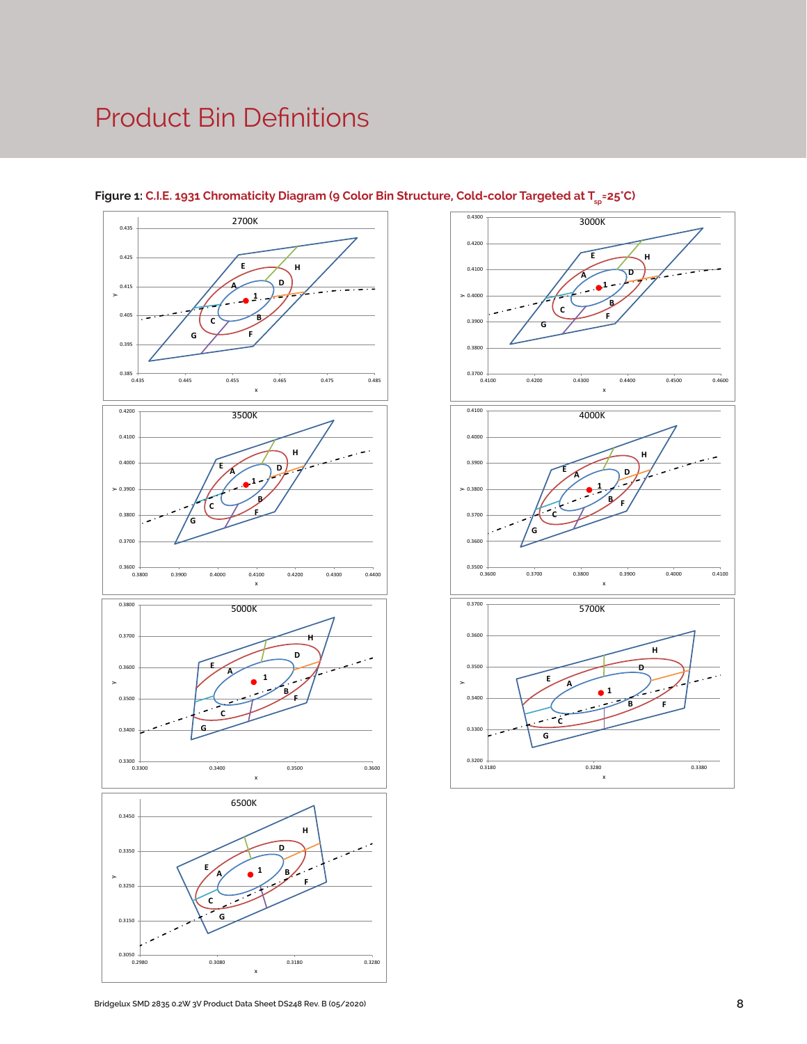# Product Bin Definitions

**Figure 1:** **C.I.E. 1931 Chromaticity Diagram (9 Color Bin Structure, Cold-color Targeted at $T_{sp}$=25°C)**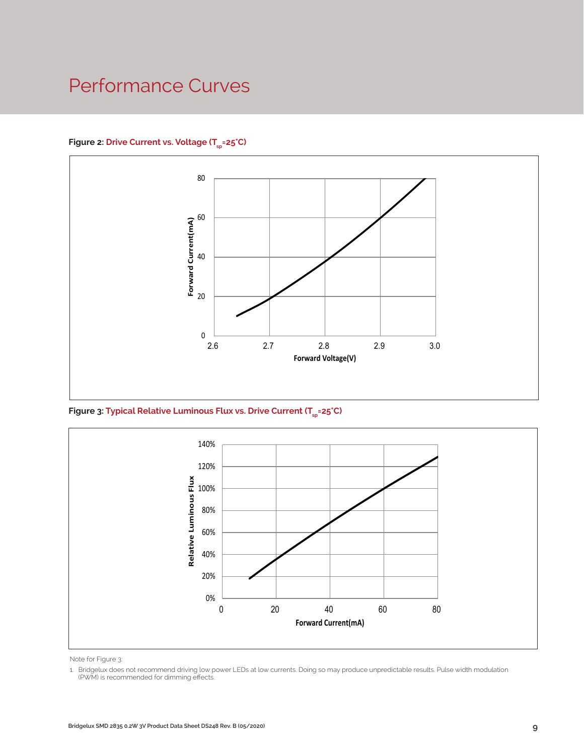# Performance Curves

**Figure 2: Drive Current vs. Voltage ($T_{sp}$=25°C)**

**Figure 3: Typical Relative Luminous Flux vs. Drive Current ($T_{sp}$=25°C)**

Note for Figure 3:

1. Bridgelux does not recommend driving low power LEDs at low currents. Doing so may produce unpredictable results. Pulse width modulation (PWM) is recommended for dimming effects.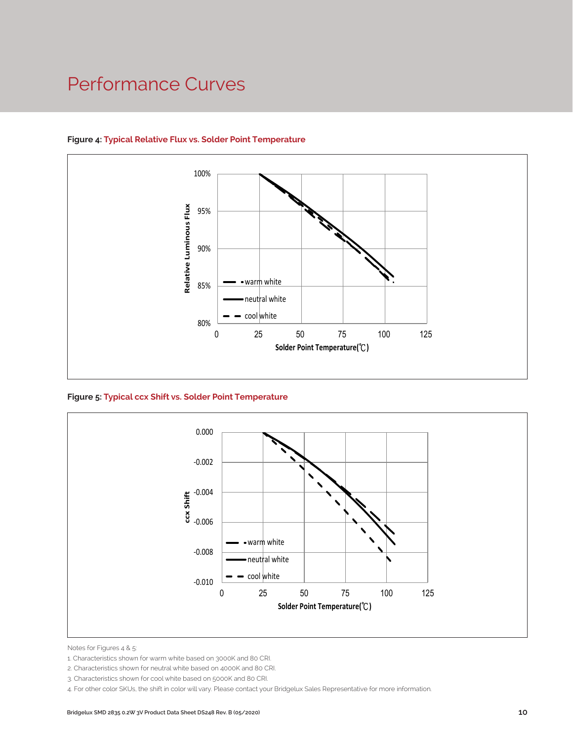# Performance Curves

**Figure 4: Typical Relative Flux vs. Solder Point Temperature**

Relative Luminous Flux

100%
95%
90%
85%
80%

0 25 50 75 100 125

Solder Point Temperature(℃)

warm white
neutral white
cool white

**Figure 5: Typical ccx Shift vs. Solder Point Temperature**

ccx Shift

0.000
-0.002
-0.004
-0.006
-0.008
-0.010

0 25 50 75 100 125

Solder Point Temperature(℃)

warm white
neutral white
cool white

Notes for Figures 4 & 5:

1. Characteristics shown for warm white based on 3000K and 80 CRI.
2. Characteristics shown for neutral white based on 4000K and 80 CRI.
3. Characteristics shown for cool white based on 5000K and 80 CRI.
4. For other color SKUs, the shift in color will vary. Please contact your Bridgelux Sales Representative for more information.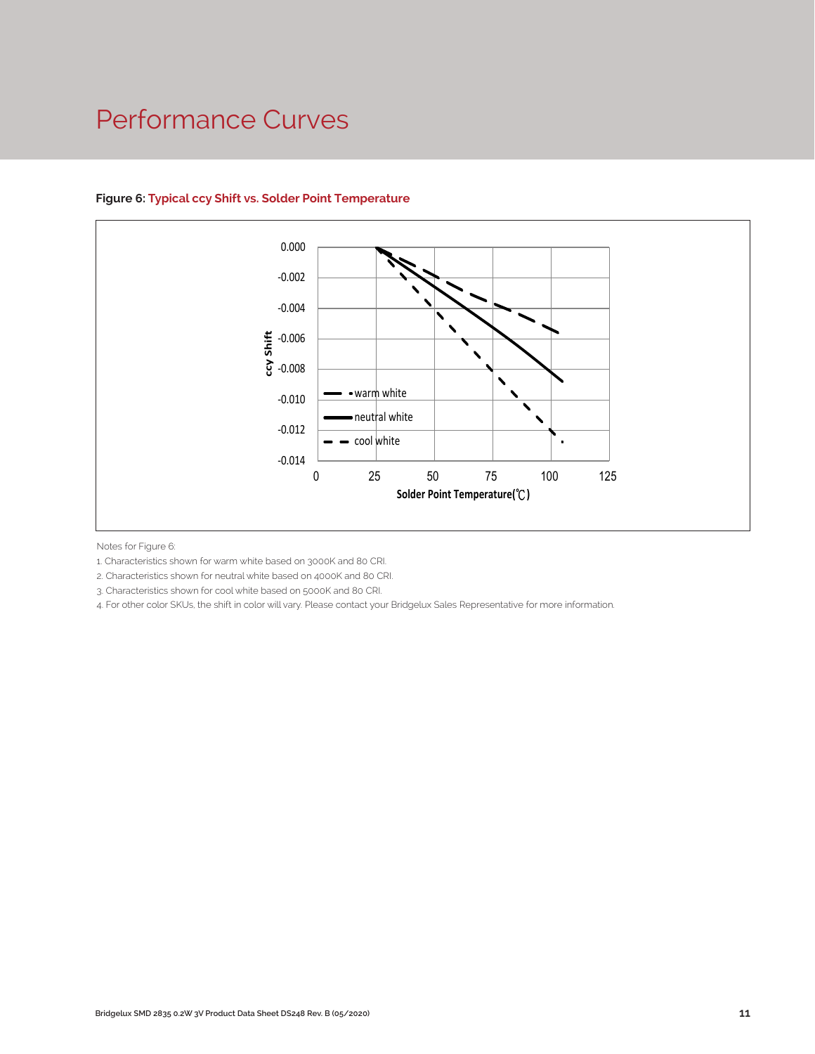# Performance Curves

**Figure 6: Typical ccy Shift vs. Solder Point Temperature**

Notes for Figure 6:

1. Characteristics shown for warm white based on 3000K and 80 CRI.
2. Characteristics shown for neutral white based on 4000K and 80 CRI.
3. Characteristics shown for cool white based on 5000K and 80 CRI.
4. For other color SKUs, the shift in color will vary. Please contact your Bridgelux Sales Representative for more information.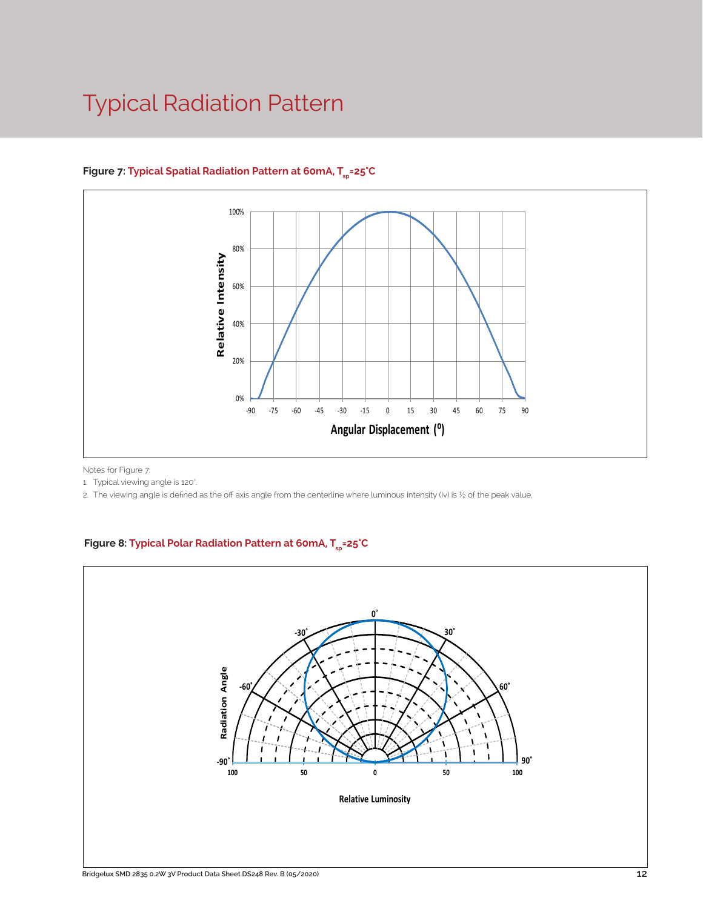# Typical Radiation Pattern

**Figure 7:** **Typical Spatial Radiation Pattern at 60mA, $T_{sp}$=25°C**

Notes for Figure 7:

1. Typical viewing angle is 120°.
2. The viewing angle is defined as the off axis angle from the centerline where luminous intensity (Iv) is ½ of the peak value.

**Figure 8:** **Typical Polar Radiation Pattern at 60mA, $T_{sp}$=25°C**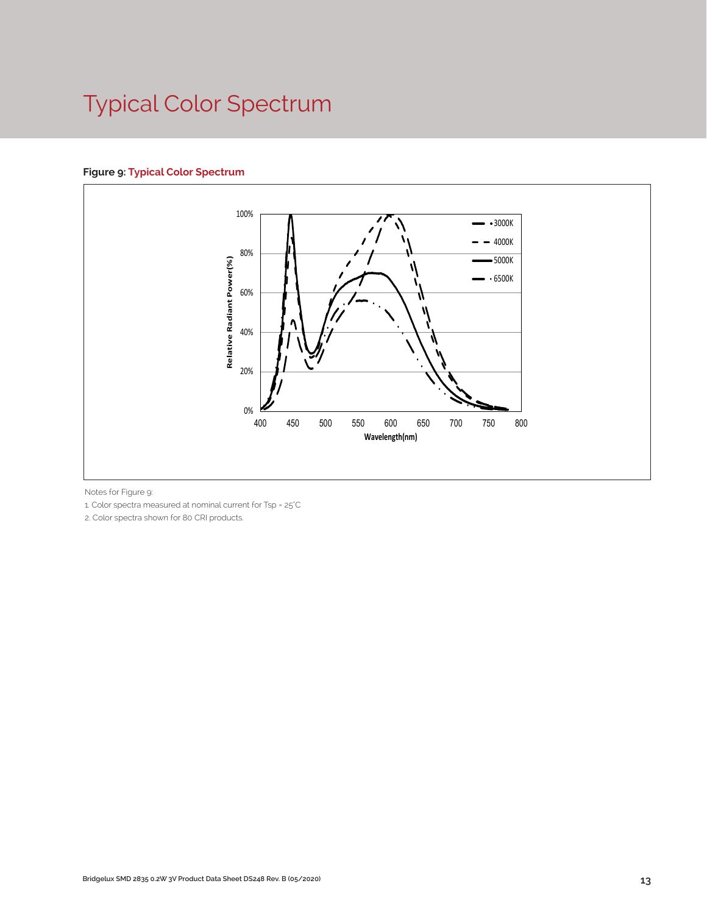# Typical Color Spectrum

**Figure 9: Typical Color Spectrum**

Notes for Figure 9:

1. Color spectra measured at nominal current for Tsp = 25°C
2. Color spectra shown for 80 CRI products.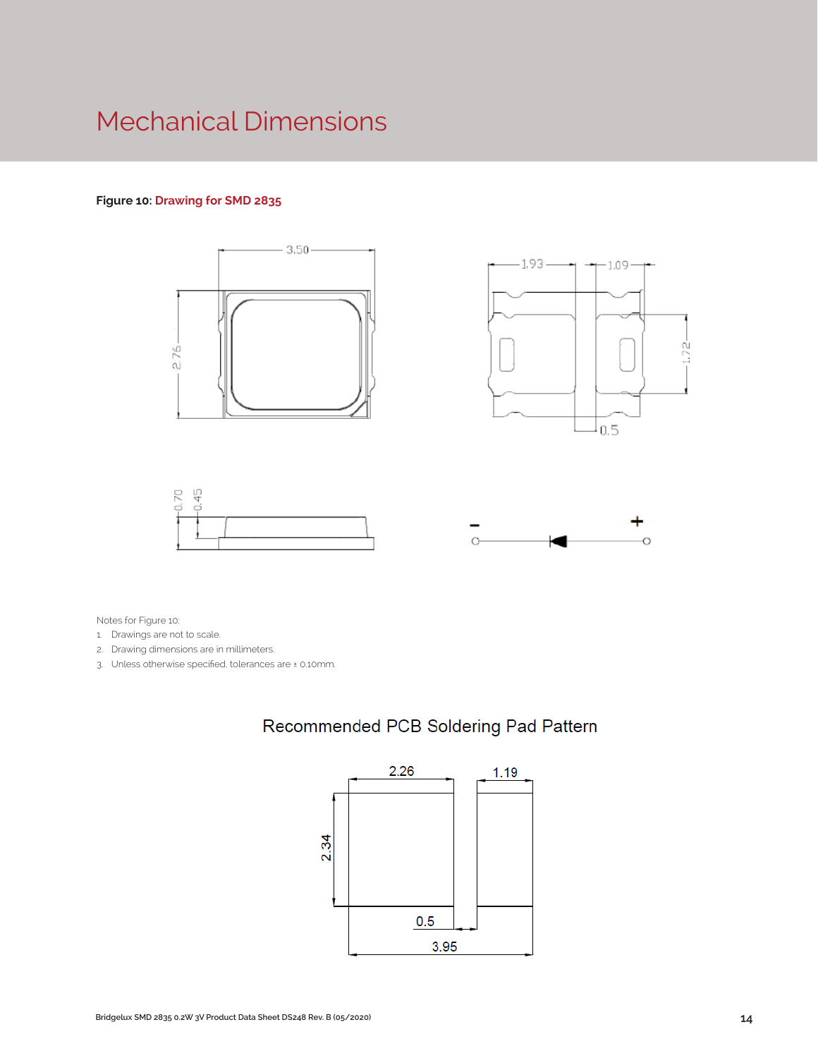# Mechanical Dimensions

**Figure 10:** **Drawing for SMD 2835**

Notes for Figure 10:

1. Drawings are not to scale.
2. Drawing dimensions are in millimeters.
3. Unless otherwise specified, tolerances are ± 0.10mm.

## Recommended PCB Soldering Pad Pattern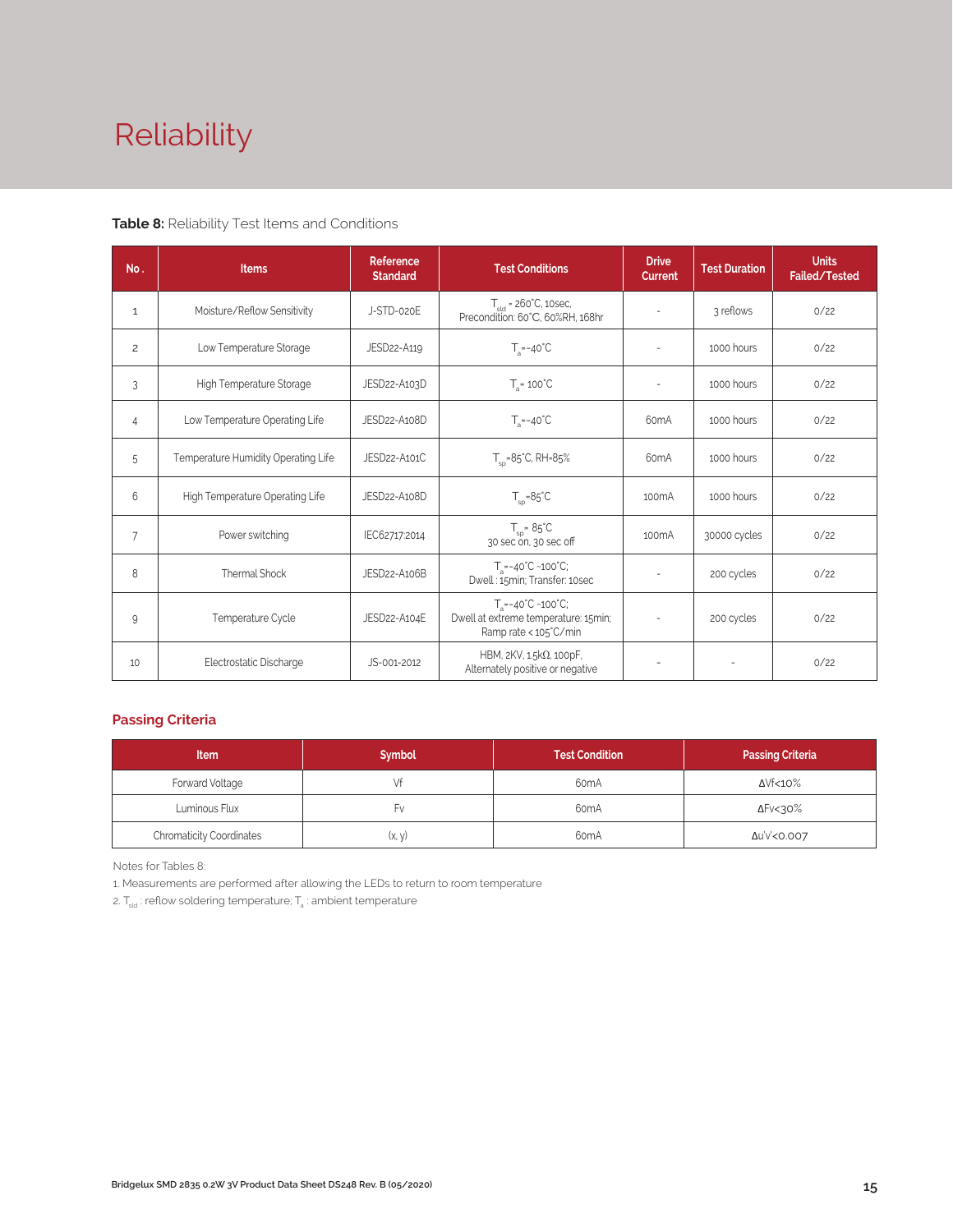# Reliability

**Table 8:** Reliability Test Items and Conditions

| No. | Items | Reference Standard | Test Conditions | Drive Current | Test Duration | Units Failed/Tested |
|---|---|---|---|---|---|---|
| 1 | Moisture/Reflow Sensitivity | J-STD-020E | $T_{sld}$ = 260°C, 10sec, Precondition: 60°C, 60%RH, 168hr | - | 3 reflows | 0/22 |
| 2 | Low Temperature Storage | JESD22-A119 | $T_a$=-40°C | - | 1000 hours | 0/22 |
| 3 | High Temperature Storage | JESD22-A103D | $T_a$= 100°C | - | 1000 hours | 0/22 |
| 4 | Low Temperature Operating Life | JESD22-A108D | $T_a$=-40°C | 60mA | 1000 hours | 0/22 |
| 5 | Temperature Humidity Operating Life | JESD22-A101C | $T_{sp}$=85°C, RH=85% | 60mA | 1000 hours | 0/22 |
| 6 | High Temperature Operating Life | JESD22-A108D | $T_{sp}$=85°C | 100mA | 1000 hours | 0/22 |
| 7 | Power switching | IEC62717:2014 | $T_{sp}$= 85°C 30 sec on, 30 sec off | 100mA | 30000 cycles | 0/22 |
| 8 | Thermal Shock | JESD22-A106B | $T_a$=-40°C ~100°C; Dwell : 15min; Transfer: 10sec | - | 200 cycles | 0/22 |
| 9 | Temperature Cycle | JESD22-A104E | $T_a$=-40°C ~100°C; Dwell at extreme temperature: 15min; Ramp rate < 105°C/min | - | 200 cycles | 0/22 |
| 10 | Electrostatic Discharge | JS-001-2012 | HBM, 2KV, 1.5kΩ, 100pF, Alternately positive or negative | - | - | 0/22 |

## Passing Criteria

| Item | Symbol | Test Condition | Passing Criteria |
|---|---|---|---|
| Forward Voltage | Vf | 60mA | ΔVf<10% |
| Luminous Flux | Fv | 60mA | ΔFv<30% |
| Chromaticity Coordinates | (x, y) | 60mA | Δu'v'<0.007 |

Notes for Tables 8:

1. Measurements are performed after allowing the LEDs to return to room temperature
2. $T_{sld}$ : reflow soldering temperature; $T_a$ : ambient temperature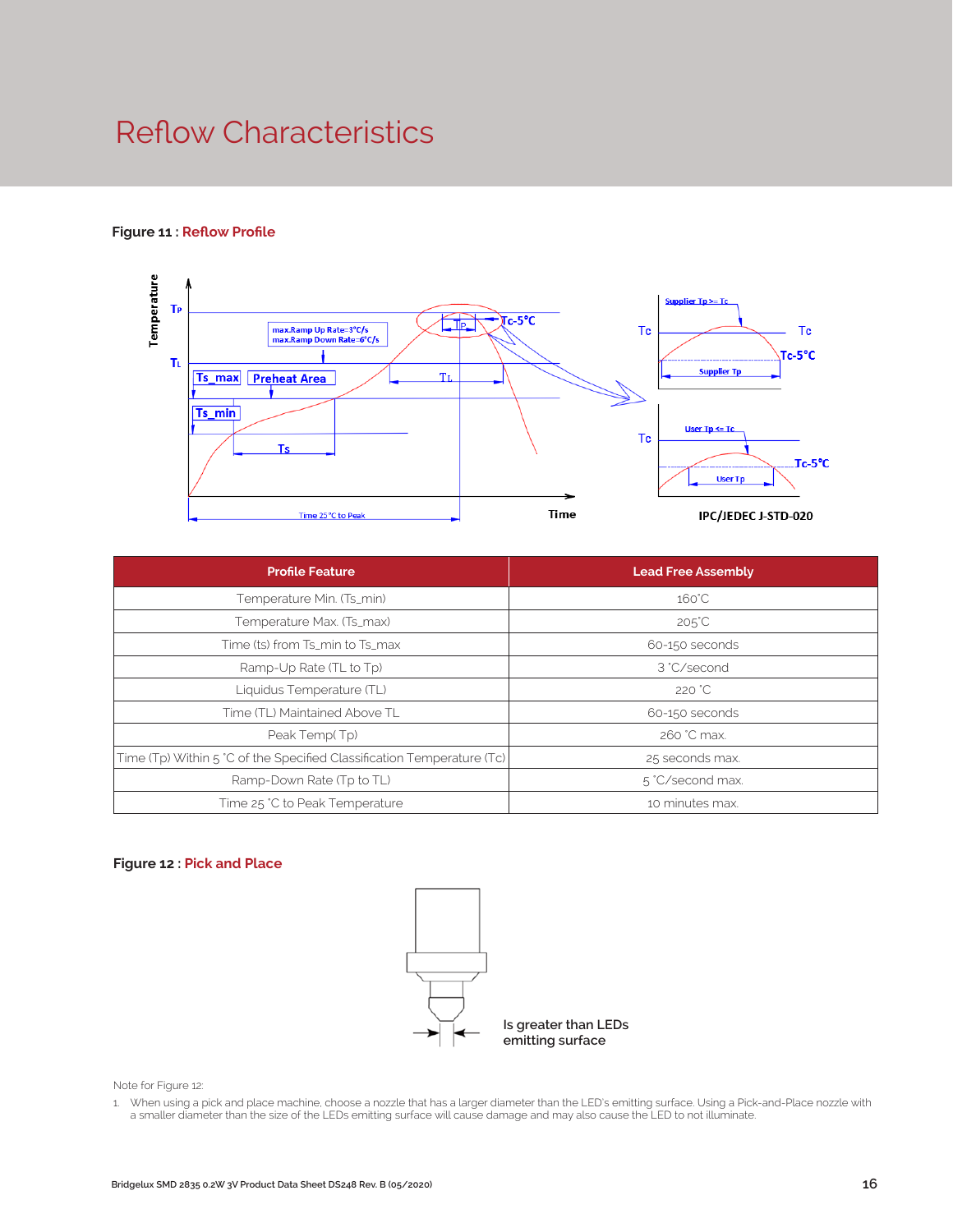# Reflow Characteristics

**Figure 11 : Reflow Profile**

**Figure 12 : Pick and Place**

| Profile Feature | Lead Free Assembly |
|---|---|
| Temperature Min. (Ts_min) | 160˚C |
| Temperature Max. (Ts_max) | 205˚C |
| Time (ts) from Ts_min to Ts_max | 60-150 seconds |
| Ramp-Up Rate (TL to Tp) | 3 ˚C/second |
| Liquidus Temperature (TL) | 220 ˚C |
| Time (TL) Maintained Above TL | 60-150 seconds |
| Peak Temp( Tp) | 260 ˚C max. |
| Time (Tp) Within 5 ˚C of the Specified Classification Temperature (Tc) | 25 seconds max. |
| Ramp-Down Rate (Tp to TL) | 5 ˚C/second max. |
| Time 25 ˚C to Peak Temperature | 10 minutes max. |

Is greater than LEDs emitting surface

Note for Figure 12:

1. When using a pick and place machine, choose a nozzle that has a larger diameter than the LED's emitting surface. Using a Pick-and-Place nozzle with a smaller diameter than the size of the LEDs emitting surface will cause damage and may also cause the LED to not illuminate.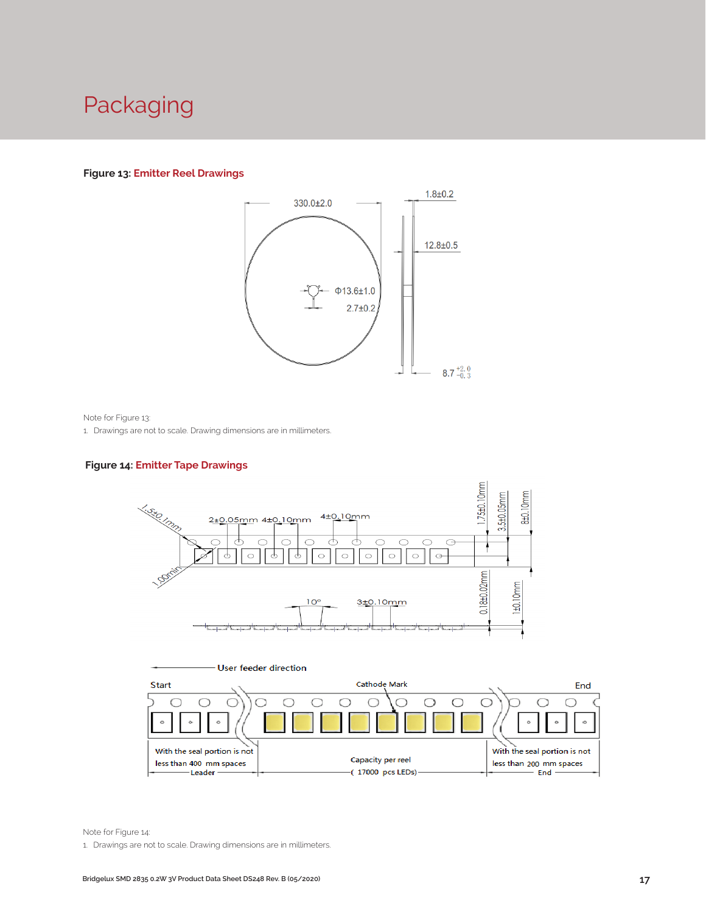# Packaging

**Figure 13:** **Emitter Reel Drawings**

Note for Figure 13:

1. Drawings are not to scale. Drawing dimensions are in millimeters.

**Figure 14:** **Emitter Tape Drawings**

Note for Figure 14:

1. Drawings are not to scale. Drawing dimensions are in millimeters.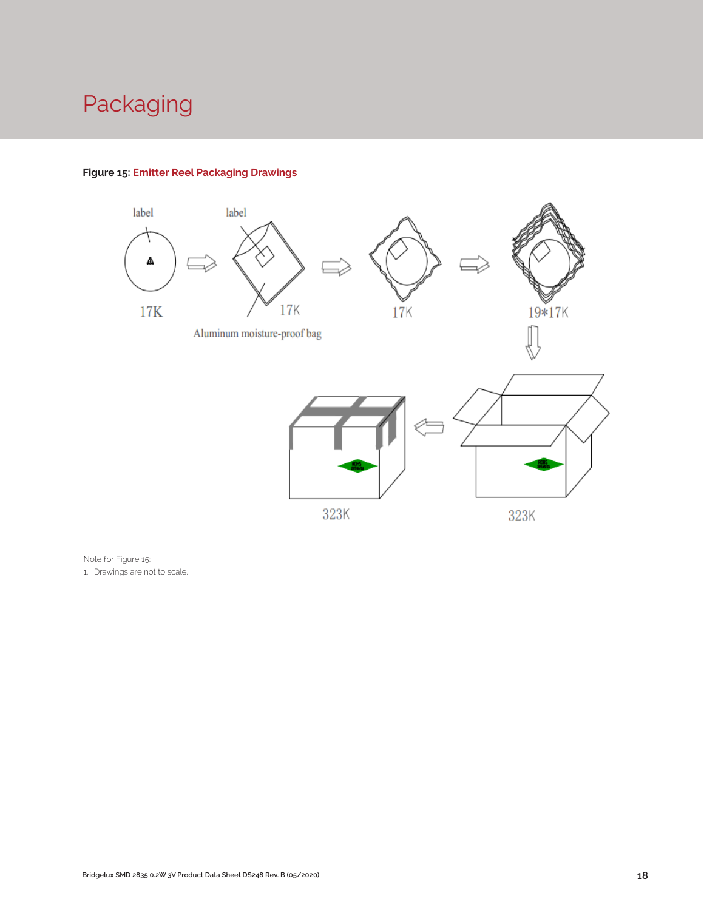# Packaging

**Figure 15: Emitter Reel Packaging Drawings**

Note for Figure 15:

1. Drawings are not to scale.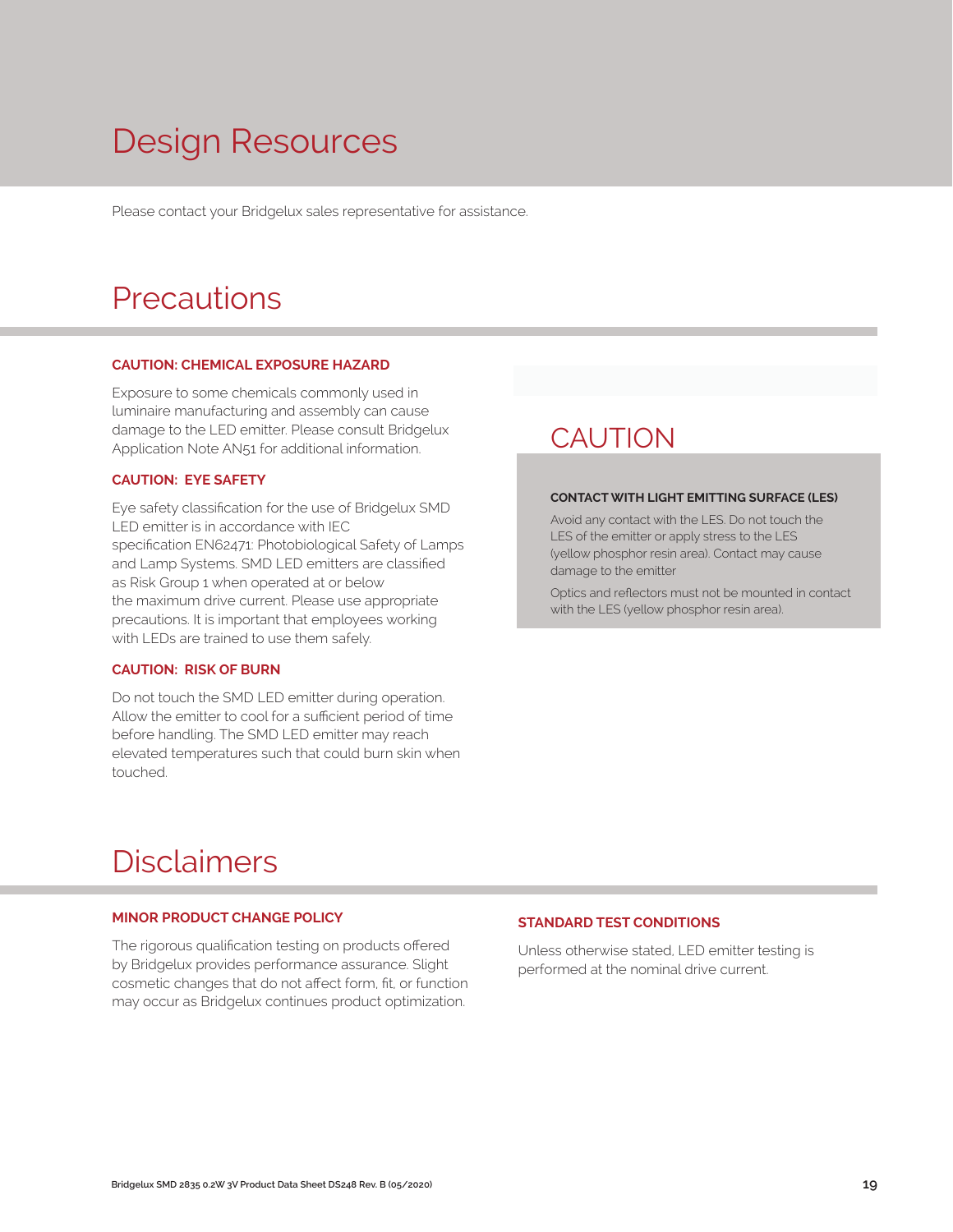# Design Resources

Please contact your Bridgelux sales representative for assistance.

# Precautions

**CAUTION: CHEMICAL EXPOSURE HAZARD**

Exposure to some chemicals commonly used in luminaire manufacturing and assembly can cause damage to the LED emitter. Please consult Bridgelux Application Note AN51 for additional information.

**CAUTION: EYE SAFETY**

Eye safety classification for the use of Bridgelux SMD LED emitter is in accordance with IEC specification EN62471: Photobiological Safety of Lamps and Lamp Systems. SMD LED emitters are classified as Risk Group 1 when operated at or below the maximum drive current. Please use appropriate precautions. It is important that employees working with LEDs are trained to use them safely.

**CAUTION: RISK OF BURN**

Do not touch the SMD LED emitter during operation. Allow the emitter to cool for a sufficient period of time before handling. The SMD LED emitter may reach elevated temperatures such that could burn skin when touched.

## CAUTION

**CONTACT WITH LIGHT EMITTING SURFACE (LES)**

Avoid any contact with the LES. Do not touch the LES of the emitter or apply stress to the LES (yellow phosphor resin area). Contact may cause damage to the emitter

Optics and reflectors must not be mounted in contact with the LES (yellow phosphor resin area).

# Disclaimers

**MINOR PRODUCT CHANGE POLICY**

The rigorous qualification testing on products offered by Bridgelux provides performance assurance. Slight cosmetic changes that do not affect form, fit, or function may occur as Bridgelux continues product optimization.

**STANDARD TEST CONDITIONS**

Unless otherwise stated, LED emitter testing is performed at the nominal drive current.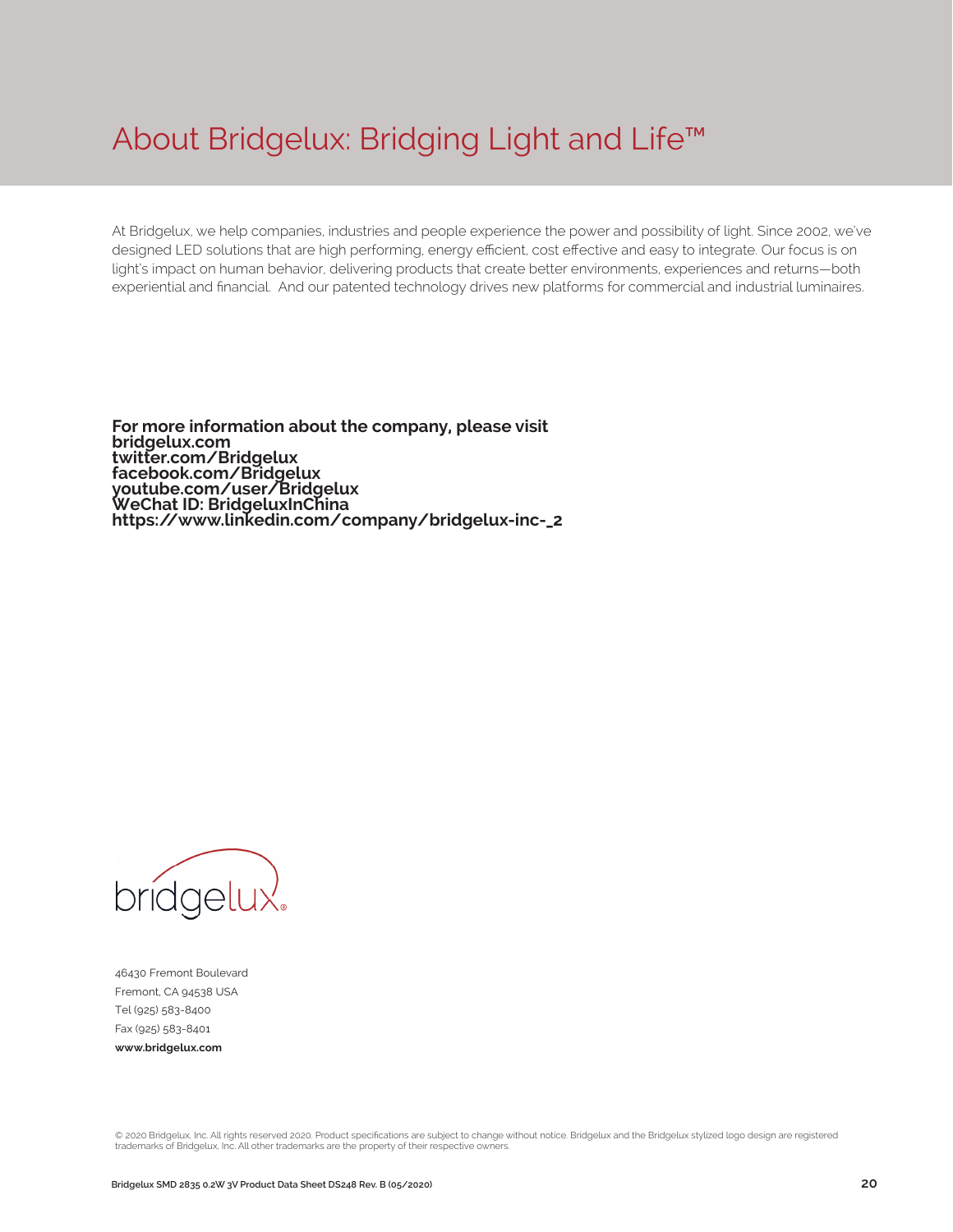# About Bridgelux: Bridging Light and Life™

At Bridgelux, we help companies, industries and people experience the power and possibility of light. Since 2002, we've designed LED solutions that are high performing, energy efficient, cost effective and easy to integrate. Our focus is on light's impact on human behavior, delivering products that create better environments, experiences and returns—both experiential and financial. And our patented technology drives new platforms for commercial and industrial luminaires.

**For more information about the company, please visit**
**bridgelux.com**
**twitter.com/Bridgelux**
**facebook.com/Bridgelux**
**youtube.com/user/Bridgelux**
**WeChat ID: BridgeluxInChina**
**https://www.linkedin.com/company/bridgelux-inc-_2**

46430 Fremont Boulevard
Fremont, CA 94538 USA
Tel (925) 583-8400
Fax (925) 583-8401
**www.bridgelux.com**

© 2020 Bridgelux, Inc. All rights reserved 2020. Product specifications are subject to change without notice. Bridgelux and the Bridgelux stylized logo design are registered trademarks of Bridgelux, Inc. All other trademarks are the property of their respective owners.